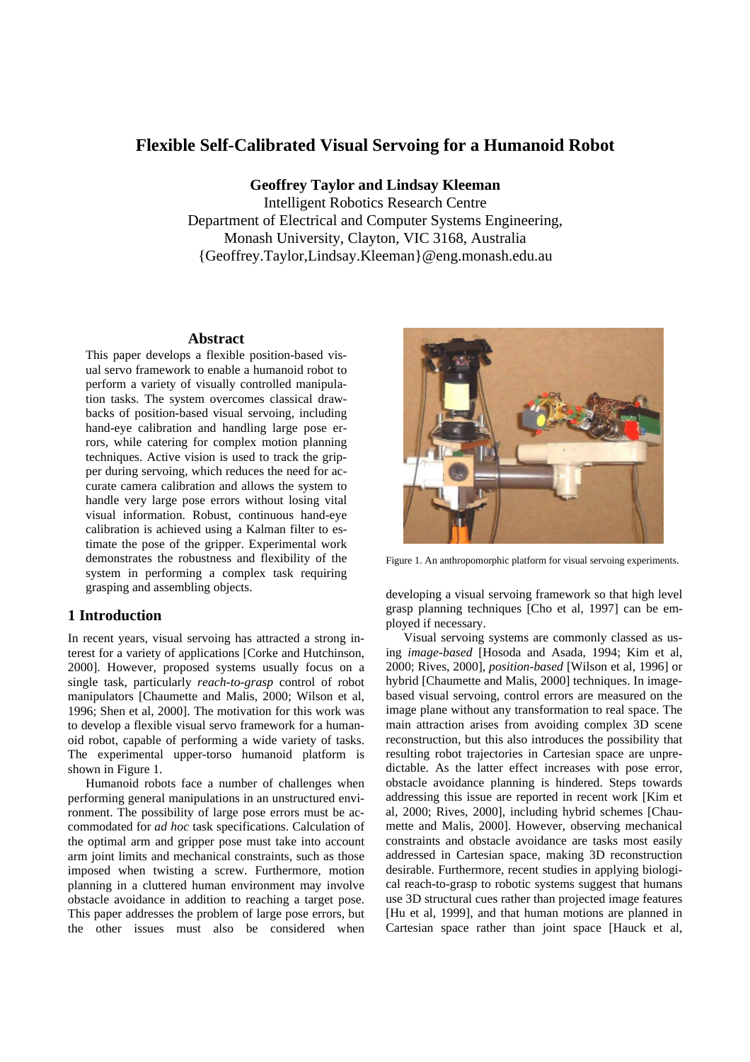# Flexible Self-Calibrated Visual Servoing for a Humanoid Robot

**Geoffrey Taylor and Lindsay Kleeman**

Intelligent Robotics Research Centre
Department of Electrical and Computer Systems Engineering,
Monash University, Clayton, VIC 3168, Australia
{Geoffrey.Taylor,Lindsay.Kleeman}@eng.monash.edu.au

## Abstract

This paper develops a flexible position-based visual servo framework to enable a humanoid robot to perform a variety of visually controlled manipulation tasks. The system overcomes classical drawbacks of position-based visual servoing, including hand-eye calibration and handling large pose errors, while catering for complex motion planning techniques. Active vision is used to track the gripper during servoing, which reduces the need for accurate camera calibration and allows the system to handle very large pose errors without losing vital visual information. Robust, continuous hand-eye calibration is achieved using a Kalman filter to estimate the pose of the gripper. Experimental work demonstrates the robustness and flexibility of the system in performing a complex task requiring grasping and assembling objects.

Figure 1. An anthropomorphic platform for visual servoing experiments.

## 1 Introduction

In recent years, visual servoing has attracted a strong interest for a variety of applications [Corke and Hutchinson, 2000]. However, proposed systems usually focus on a single task, particularly *reach-to-grasp* control of robot manipulators [Chaumette and Malis, 2000; Wilson et al, 1996; Shen et al, 2000]. The motivation for this work was to develop a flexible visual servo framework for a humanoid robot, capable of performing a wide variety of tasks. The experimental upper-torso humanoid platform is shown in Figure 1.

Humanoid robots face a number of challenges when performing general manipulations in an unstructured environment. The possibility of large pose errors must be accommodated for *ad hoc* task specifications. Calculation of the optimal arm and gripper pose must take into account arm joint limits and mechanical constraints, such as those imposed when twisting a screw. Furthermore, motion planning in a cluttered human environment may involve obstacle avoidance in addition to reaching a target pose. This paper addresses the problem of large pose errors, but the other issues must also be considered when developing a visual servoing framework so that high level grasp planning techniques [Cho et al, 1997] can be employed if necessary.

Visual servoing systems are commonly classed as using *image-based* [Hosoda and Asada, 1994; Kim et al, 2000; Rives, 2000], *position-based* [Wilson et al, 1996] or hybrid [Chaumette and Malis, 2000] techniques. In image-based visual servoing, control errors are measured on the image plane without any transformation to real space. The main attraction arises from avoiding complex 3D scene reconstruction, but this also introduces the possibility that resulting robot trajectories in Cartesian space are unpredictable. As the latter effect increases with pose error, obstacle avoidance planning is hindered. Steps towards addressing this issue are reported in recent work [Kim et al, 2000; Rives, 2000], including hybrid schemes [Chaumette and Malis, 2000]. However, observing mechanical constraints and obstacle avoidance are tasks most easily addressed in Cartesian space, making 3D reconstruction desirable. Furthermore, recent studies in applying biological reach-to-grasp to robotic systems suggest that humans use 3D structural cues rather than projected image features [Hu et al, 1999], and that human motions are planned in Cartesian space rather than joint space [Hauck et al,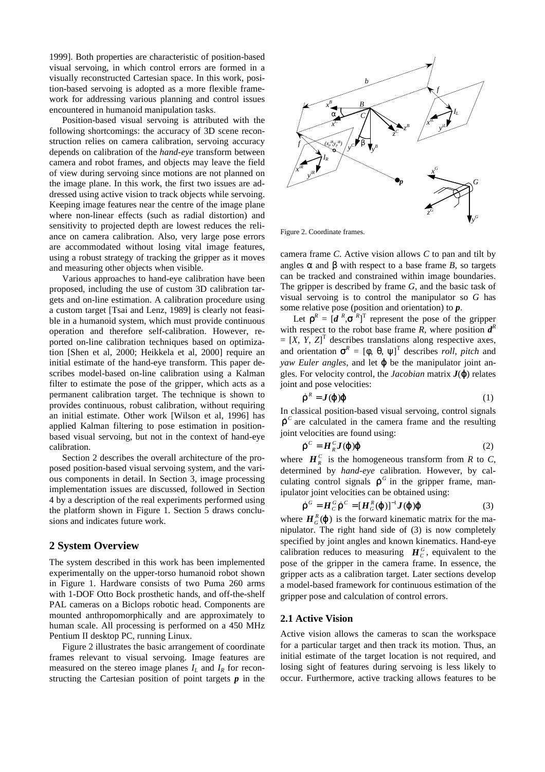1999]. Both properties are characteristic of position-based visual servoing, in which control errors are formed in a visually reconstructed Cartesian space. In this work, position-based servoing is adopted as a more flexible framework for addressing various planning and control issues encountered in humanoid manipulation tasks.

Position-based visual servoing is attributed with the following shortcomings: the accuracy of 3D scene reconstruction relies on camera calibration, servoing accuracy depends on calibration of the *hand-eye* transform between camera and robot frames, and objects may leave the field of view during servoing since motions are not planned on the image plane. In this work, the first two issues are addressed using active vision to track objects while servoing. Keeping image features near the centre of the image plane where non-linear effects (such as radial distortion) and sensitivity to projected depth are lowest reduces the reliance on camera calibration. Also, very large pose errors are accommodated without losing vital image features, using a robust strategy of tracking the gripper as it moves and measuring other objects when visible.

Various approaches to hand-eye calibration have been proposed, including the use of custom 3D calibration targets and on-line estimation. A calibration procedure using a custom target [Tsai and Lenz, 1989] is clearly not feasible in a humanoid system, which must provide continuous operation and therefore self-calibration. However, reported on-line calibration techniques based on optimization [Shen et al, 2000; Heikkela et al, 2000] require an initial estimate of the hand-eye transform. This paper describes model-based on-line calibration using a Kalman filter to estimate the pose of the gripper, which acts as a permanent calibration target. The technique is shown to provides continuous, robust calibration, without requiring an initial estimate. Other work [Wilson et al, 1996] has applied Kalman filtering to pose estimation in position-based visual servoing, but not in the context of hand-eye calibration.

Section 2 describes the overall architecture of the proposed position-based visual servoing system, and the various components in detail. In Section 3, image processing implementation issues are discussed, followed in Section 4 by a description of the real experiments performed using the platform shown in Figure 1. Section 5 draws conclusions and indicates future work.

## 2 System Overview

The system described in this work has been implemented experimentally on the upper-torso humanoid robot shown in Figure 1. Hardware consists of two Puma 260 arms with 1-DOF Otto Bock prosthetic hands, and off-the-shelf PAL cameras on a Biclops robotic head. Components are mounted anthropomorphically and are approximately to human scale. All processing is performed on a 450 MHz Pentium II desktop PC, running Linux.

Figure 2 illustrates the basic arrangement of coordinate frames relevant to visual servoing. Image features are measured on the stereo image planes $I_L$ and $I_R$ for reconstructing the Cartesian position of point targets $\boldsymbol{p}$ in the camera frame $C$. Active vision allows $C$ to pan and tilt by angles $\alpha$ and $\beta$ with respect to a base frame $B$, so targets can be tracked and constrained within image boundaries. The gripper is described by frame $G$, and the basic task of visual servoing is to control the manipulator so $G$ has some relative pose (position and orientation) to $\boldsymbol{p}$.

Figure 2. Coordinate frames.

Let $\rho^R = [\boldsymbol{d}^R, \sigma^R]^T$ represent the pose of the gripper with respect to the robot base frame $R$, where position $\boldsymbol{d}^R = [X, Y, Z]^T$ describes translations along respective axes, and orientation $\sigma^R = [\phi, \theta, \psi]^T$ describes *roll*, *pitch* and *yaw Euler angles*, and let $\varphi$ be the manipulator joint angles. For velocity control, the *Jacobian* matrix $\boldsymbol{J}(\varphi)$ relates joint and pose velocities:

$$\dot{\rho}^R = \boldsymbol{J}(\varphi)\dot{\varphi} \tag{1}$$

In classical position-based visual servoing, control signals $\dot{\rho}^C$ are calculated in the camera frame and the resulting joint velocities are found using:

$$\dot{\rho}^C = \boldsymbol{H}_R^C \boldsymbol{J}(\varphi)\dot{\varphi} \tag{2}$$

where $\boldsymbol{H}_R^C$ is the homogeneous transform from $R$ to $C$, determined by *hand-eye* calibration. However, by calculating control signals $\dot{\rho}^G$ in the gripper frame, manipulator joint velocities can be obtained using:

$$\dot{\rho}^G = \boldsymbol{H}_C^G \dot{\rho}^C = [\boldsymbol{H}_G^R(\varphi)]^{-1} \boldsymbol{J}(\varphi)\dot{\varphi} \tag{3}$$

where $\boldsymbol{H}_G^R(\varphi)$ is the forward kinematic matrix for the manipulator. The right hand side of (3) is now completely specified by joint angles and known kinematics. Hand-eye calibration reduces to measuring $\boldsymbol{H}_C^G$, equivalent to the pose of the gripper in the camera frame. In essence, the gripper acts as a calibration target. Later sections develop a model-based framework for continuous estimation of the gripper pose and calculation of control errors.

### 2.1 Active Vision

Active vision allows the cameras to scan the workspace for a particular target and then track its motion. Thus, an initial estimate of the target location is not required, and losing sight of features during servoing is less likely to occur. Furthermore, active tracking allows features to be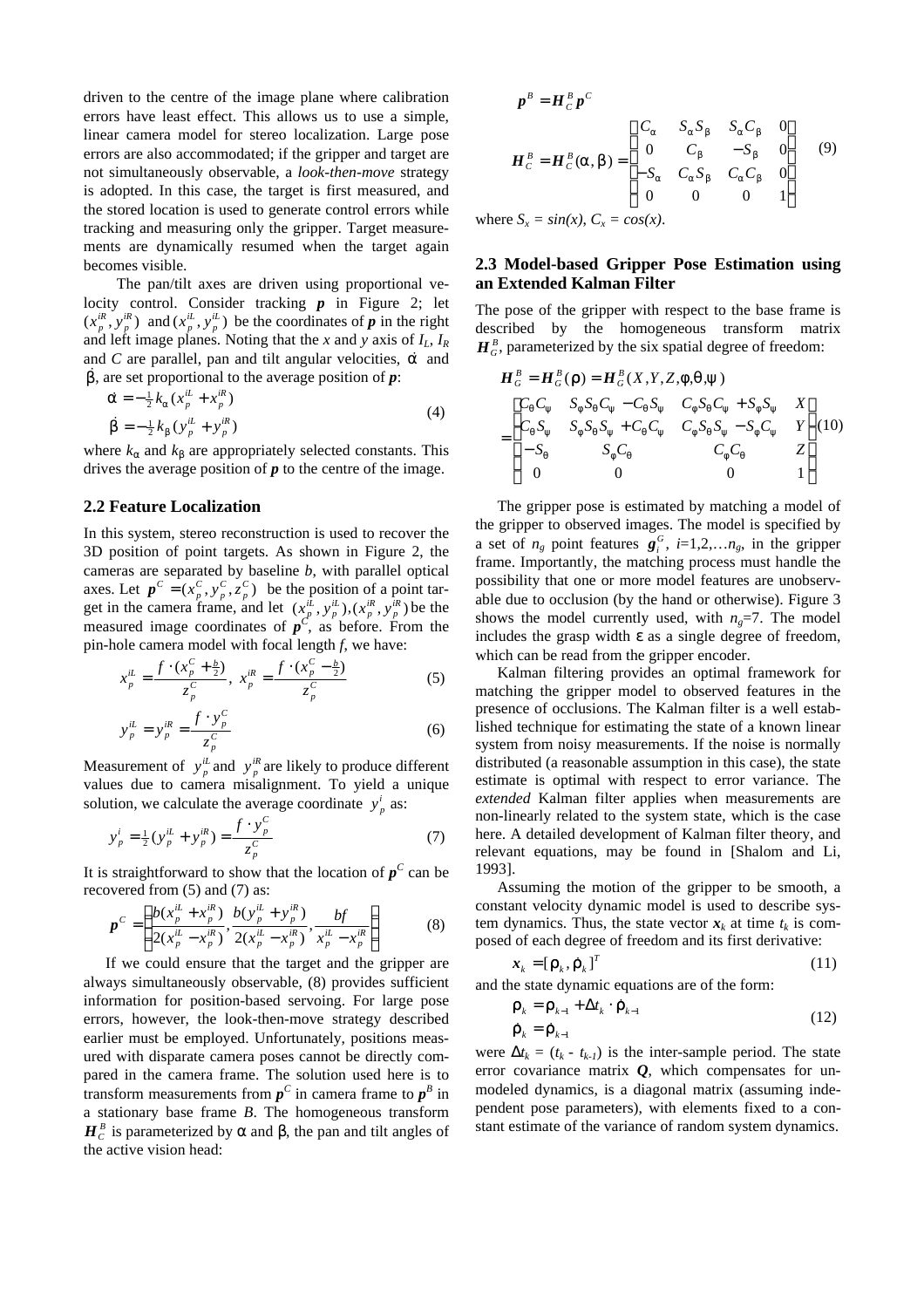driven to the centre of the image plane where calibration errors have least effect. This allows us to use a simple, linear camera model for stereo localization. Large pose errors are also accommodated; if the gripper and target are not simultaneously observable, a *look-then-move* strategy is adopted. In this case, the target is first measured, and the stored location is used to generate control errors while tracking and measuring only the gripper. Target measurements are dynamically resumed when the target again becomes visible.

The pan/tilt axes are driven using proportional velocity control. Consider tracking $\boldsymbol{p}$ in Figure 2; let $(x_p^{iR}, y_p^{iR})$ and $(x_p^{iL}, y_p^{iL})$ be the coordinates of $\boldsymbol{p}$ in the right and left image planes. Noting that the $x$ and $y$ axis of $I_L$, $I_R$ and $C$ are parallel, pan and tilt angular velocities, $\dot{\alpha}$ and $\dot{\beta}$, are set proportional to the average position of $\boldsymbol{p}$:

$$\begin{aligned} \dot{\alpha} &= -\tfrac{1}{2} k_\alpha (x_p^{iL} + x_p^{iR}) \\ \dot{\beta} &= -\tfrac{1}{2} k_\beta (y_p^{iL} + y_p^{iR}) \end{aligned} \tag{4}$$

where $k_\alpha$ and $k_\beta$ are appropriately selected constants. This drives the average position of $\boldsymbol{p}$ to the centre of the image.

## 2.2 Feature Localization

In this system, stereo reconstruction is used to recover the 3D position of point targets. As shown in Figure 2, the cameras are separated by baseline $b$, with parallel optical axes. Let $\boldsymbol{p}^C = (x_p^C, y_p^C, z_p^C)$ be the position of a point target in the camera frame, and let $(x_p^{iL}, y_p^{iL}), (x_p^{iR}, y_p^{iR})$ be the measured image coordinates of $\boldsymbol{p}^C$, as before. From the pin-hole camera model with focal length $f$, we have:

$$x_p^{iL} = \frac{f \cdot (x_p^C + \frac{b}{2})}{z_p^C},\; x_p^{iR} = \frac{f \cdot (x_p^C - \frac{b}{2})}{z_p^C} \tag{5}$$

$$y_p^{iL} = y_p^{iR} = \frac{f \cdot y_p^C}{z_p^C} \tag{6}$$

Measurement of $y_p^{iL}$ and $y_p^{iR}$ are likely to produce different values due to camera misalignment. To yield a unique solution, we calculate the average coordinate $y_p^i$ as:

$$y_p^i = \tfrac{1}{2}(y_p^{iL} + y_p^{iR}) = \frac{f \cdot y_p^C}{z_p^C} \tag{7}$$

It is straightforward to show that the location of $\boldsymbol{p}^C$ can be recovered from (5) and (7) as:

$$\boldsymbol{p}^C = \left( \frac{b(x_p^{iL} + x_p^{iR})}{2(x_p^{iL} - x_p^{iR})}, \frac{b(y_p^{iL} + y_p^{iR})}{2(x_p^{iL} - x_p^{iR})}, \frac{bf}{x_p^{iL} - x_p^{iR}} \right) \tag{8}$$

If we could ensure that the target and the gripper are always simultaneously observable, (8) provides sufficient information for position-based servoing. For large pose errors, however, the look-then-move strategy described earlier must be employed. Unfortunately, positions measured with disparate camera poses cannot be directly compared in the camera frame. The solution used here is to transform measurements from $\boldsymbol{p}^C$ in camera frame to $\boldsymbol{p}^B$ in a stationary base frame $B$. The homogeneous transform $\boldsymbol{H}_C^B$ is parameterized by $\alpha$ and $\beta$, the pan and tilt angles of the active vision head:

$$\boldsymbol{p}^B = \boldsymbol{H}_C^B \boldsymbol{p}^C$$

$$\boldsymbol{H}_C^B = \boldsymbol{H}_C^B(\alpha, \beta) = \begin{pmatrix} C_\alpha & S_\alpha S_\beta & S_\alpha C_\beta & 0 \\ 0 & C_\beta & -S_\beta & 0 \\ -S_\alpha & C_\alpha S_\beta & C_\alpha C_\beta & 0 \\ 0 & 0 & 0 & 1 \end{pmatrix} \tag{9}$$

where $S_x = \sin(x)$, $C_x = \cos(x)$.

## 2.3 Model-based Gripper Pose Estimation using an Extended Kalman Filter

The pose of the gripper with respect to the base frame is described by the homogeneous transform matrix $\boldsymbol{H}_G^B$, parameterized by the six spatial degree of freedom:

$$\begin{aligned} \boldsymbol{H}_G^B &= \boldsymbol{H}_G^B(\rho) = \boldsymbol{H}_G^B(X, Y, Z, \phi, \theta, \psi) \\ &= \begin{pmatrix} C_\theta C_\psi & S_\phi S_\theta C_\psi - C_\theta S_\psi & C_\phi S_\theta C_\psi + S_\phi S_\psi & X \\ C_\theta S_\psi & S_\phi S_\theta S_\psi + C_\theta C_\psi & C_\phi S_\theta S_\psi - S_\phi C_\psi & Y \\ -S_\theta & S_\phi C_\theta & C_\phi C_\theta & Z \\ 0 & 0 & 0 & 1 \end{pmatrix} \end{aligned} \tag{10}$$

The gripper pose is estimated by matching a model of the gripper to observed images. The model is specified by a set of $n_g$ point features $\boldsymbol{g}_i^G$, $i$=1,2,…$n_g$, in the gripper frame. Importantly, the matching process must handle the possibility that one or more model features are unobservable due to occlusion (by the hand or otherwise). Figure 3 shows the model currently used, with $n_g$=7. The model includes the grasp width $\varepsilon$ as a single degree of freedom, which can be read from the gripper encoder.

Kalman filtering provides an optimal framework for matching the gripper model to observed features in the presence of occlusions. The Kalman filter is a well established technique for estimating the state of a known linear system from noisy measurements. If the noise is normally distributed (a reasonable assumption in this case), the state estimate is optimal with respect to error variance. The *extended* Kalman filter applies when measurements are non-linearly related to the system state, which is the case here. A detailed development of Kalman filter theory, and relevant equations, may be found in [Shalom and Li, 1993].

Assuming the motion of the gripper to be smooth, a constant velocity dynamic model is used to describe system dynamics. Thus, the state vector $\boldsymbol{x}_k$ at time $t_k$ is composed of each degree of freedom and its first derivative:

$$\boldsymbol{x}_k = [\rho_k, \dot{\rho}_k]^T \tag{11}$$

and the state dynamic equations are of the form:

$$\begin{aligned} \rho_k &= \rho_{k-1} + \Delta t_k \cdot \dot{\rho}_{k-1} \\ \dot{\rho}_k &= \dot{\rho}_{k-1} \end{aligned} \tag{12}$$

were $\Delta t_k = (t_k - t_{k-1})$ is the inter-sample period. The state error covariance matrix $\boldsymbol{Q}$, which compensates for unmodeled dynamics, is a diagonal matrix (assuming independent pose parameters), with elements fixed to a constant estimate of the variance of random system dynamics.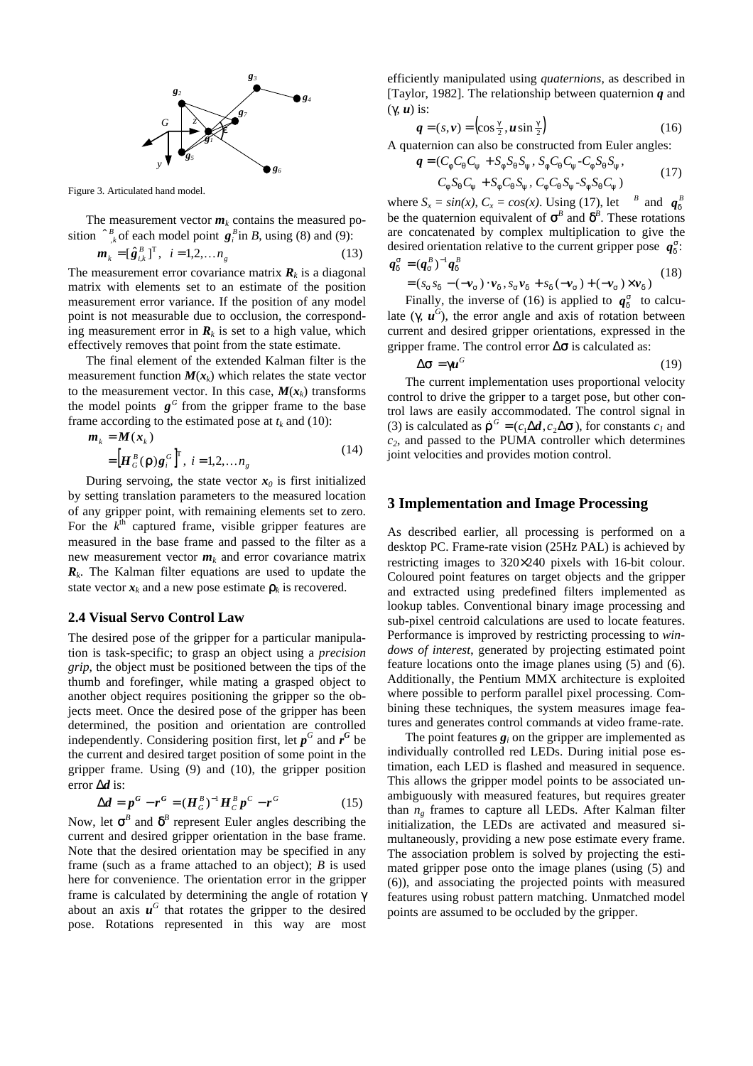Figure 3. Articulated hand model.

The measurement vector $\boldsymbol{m}_k$ contains the measured position $\hat{\boldsymbol{g}}^B_{i,k}$ of each model point $\boldsymbol{g}^B_i$ in $B$, using (8) and (9):

$$\boldsymbol{m}_k = [\hat{\boldsymbol{g}}^B_{i,k}]^T, \quad i = 1,2,\ldots n_g \tag{13}$$

The measurement error covariance matrix $\boldsymbol{R}_k$ is a diagonal matrix with elements set to an estimate of the position measurement error variance. If the position of any model point is not measurable due to occlusion, the corresponding measurement error in $\boldsymbol{R}_k$ is set to a high value, which effectively removes that point from the state estimate.

The final element of the extended Kalman filter is the measurement function $\boldsymbol{M}(\boldsymbol{x}_k)$ which relates the state vector to the measurement vector. In this case, $\boldsymbol{M}(\boldsymbol{x}_k)$ transforms the model points $\boldsymbol{g}^G$ from the gripper frame to the base frame according to the estimated pose at $t_k$ and (10):

$$\begin{aligned}\boldsymbol{m}_k &= \boldsymbol{M}(\boldsymbol{x}_k) \\ &= \left[\boldsymbol{H}^B_G(\rho)\boldsymbol{g}^G_i\right]^T, \; i = 1,2,\ldots n_g\end{aligned} \tag{14}$$

During servoing, the state vector $\boldsymbol{x}_0$ is first initialized by setting translation parameters to the measured location of any gripper point, with remaining elements set to zero. For the $k^{\text{th}}$ captured frame, visible gripper features are measured in the base frame and passed to the filter as a new measurement vector $\boldsymbol{m}_k$ and error covariance matrix $\boldsymbol{R}_k$. The Kalman filter equations are used to update the state vector $\boldsymbol{x}_k$ and a new pose estimate $\rho_k$ is recovered.

### 2.4 Visual Servo Control Law

The desired pose of the gripper for a particular manipulation is task-specific; to grasp an object using a *precision grip*, the object must be positioned between the tips of the thumb and forefinger, while mating a grasped object to another object requires positioning the gripper so the objects meet. Once the desired pose of the gripper has been determined, the position and orientation are controlled independently. Considering position first, let $\boldsymbol{p}^G$ and $\boldsymbol{r}^G$ be the current and desired target position of some point in the gripper frame. Using (9) and (10), the gripper position error $\Delta\boldsymbol{d}$ is:

$$\Delta\boldsymbol{d} = \boldsymbol{p}^G - \boldsymbol{r}^G = (\boldsymbol{H}^B_G)^{-1}\boldsymbol{H}^B_C\boldsymbol{p}^C - \boldsymbol{r}^G \tag{15}$$

Now, let $\sigma^B$ and $\delta^B$ represent Euler angles describing the current and desired gripper orientation in the base frame. Note that the desired orientation may be specified in any frame (such as a frame attached to an object); $B$ is used here for convenience. The orientation error in the gripper frame is calculated by determining the angle of rotation $\gamma$ about an axis $\boldsymbol{u}^G$ that rotates the gripper to the desired pose. Rotations represented in this way are most efficiently manipulated using *quaternions*, as described in [Taylor, 1982]. The relationship between quaternion $\boldsymbol{q}$ and $(\gamma, \boldsymbol{u})$ is:

$$\boldsymbol{q} = (s, \boldsymbol{v}) = \left(\cos\tfrac{\gamma}{2}, \boldsymbol{u}\sin\tfrac{\gamma}{2}\right) \tag{16}$$

A quaternion can also be constructed from Euler angles:

$$\begin{aligned}\boldsymbol{q} = (&C_\phi C_\theta C_\psi + S_\phi S_\theta S_\psi,\; S_\phi C_\theta C_\psi - C_\phi S_\theta S_\psi, \\ &C_\phi S_\theta C_\psi + S_\phi C_\theta S_\psi,\; C_\phi C_\theta S_\psi - S_\phi S_\theta C_\psi)\end{aligned} \tag{17}$$

where $S_x = sin(x)$, $C_x = cos(x)$. Using (17), let $\boldsymbol{q}^B_\sigma$ and $\boldsymbol{q}^B_\delta$ be the quaternion equivalent of $\sigma^B$ and $\delta^B$. These rotations are concatenated by complex multiplication to give the desired orientation relative to the current gripper pose $\boldsymbol{q}^\sigma_\delta$:

$$\begin{aligned}\boldsymbol{q}^\sigma_\delta &= (\boldsymbol{q}^B_\sigma)^{-1}\boldsymbol{q}^B_\delta \\ &= (s_\sigma s_\delta - (-\boldsymbol{v}_\sigma)\cdot\boldsymbol{v}_\delta,\; s_\sigma\boldsymbol{v}_\delta + s_\delta(-\boldsymbol{v}_\sigma) + (-\boldsymbol{v}_\sigma)\times\boldsymbol{v}_\delta)\end{aligned} \tag{18}$$

Finally, the inverse of (16) is applied to $\boldsymbol{q}^\sigma_\delta$ to calculate $(\gamma, \boldsymbol{u}^G)$, the error angle and axis of rotation between current and desired gripper orientations, expressed in the gripper frame. The control error $\Delta\sigma$ is calculated as:

$$\Delta\sigma = \gamma\boldsymbol{u}^G \tag{19}$$

The current implementation uses proportional velocity control to drive the gripper to a target pose, but other control laws are easily accommodated. The control signal in (3) is calculated as $\dot{\rho}^G = (c_1\Delta\boldsymbol{d}, c_2\Delta\sigma)$, for constants $c_1$ and $c_2$, and passed to the PUMA controller which determines joint velocities and provides motion control.

## 3 Implementation and Image Processing

As described earlier, all processing is performed on a desktop PC. Frame-rate vision (25Hz PAL) is achieved by restricting images to 320×240 pixels with 16-bit colour. Coloured point features on target objects and the gripper and extracted using predefined filters implemented as lookup tables. Conventional binary image processing and sub-pixel centroid calculations are used to locate features. Performance is improved by restricting processing to *windows of interest*, generated by projecting estimated point feature locations onto the image planes using (5) and (6). Additionally, the Pentium MMX architecture is exploited where possible to perform parallel pixel processing. Combining these techniques, the system measures image features and generates control commands at video frame-rate.

The point features $\boldsymbol{g}_i$ on the gripper are implemented as individually controlled red LEDs. During initial pose estimation, each LED is flashed and measured in sequence. This allows the gripper model points to be associated unambiguously with measured features, but requires greater than $n_g$ frames to capture all LEDs. After Kalman filter initialization, the LEDs are activated and measured simultaneously, providing a new pose estimate every frame. The association problem is solved by projecting the estimated gripper pose onto the image planes (using (5) and (6)), and associating the projected points with measured features using robust pattern matching. Unmatched model points are assumed to be occluded by the gripper.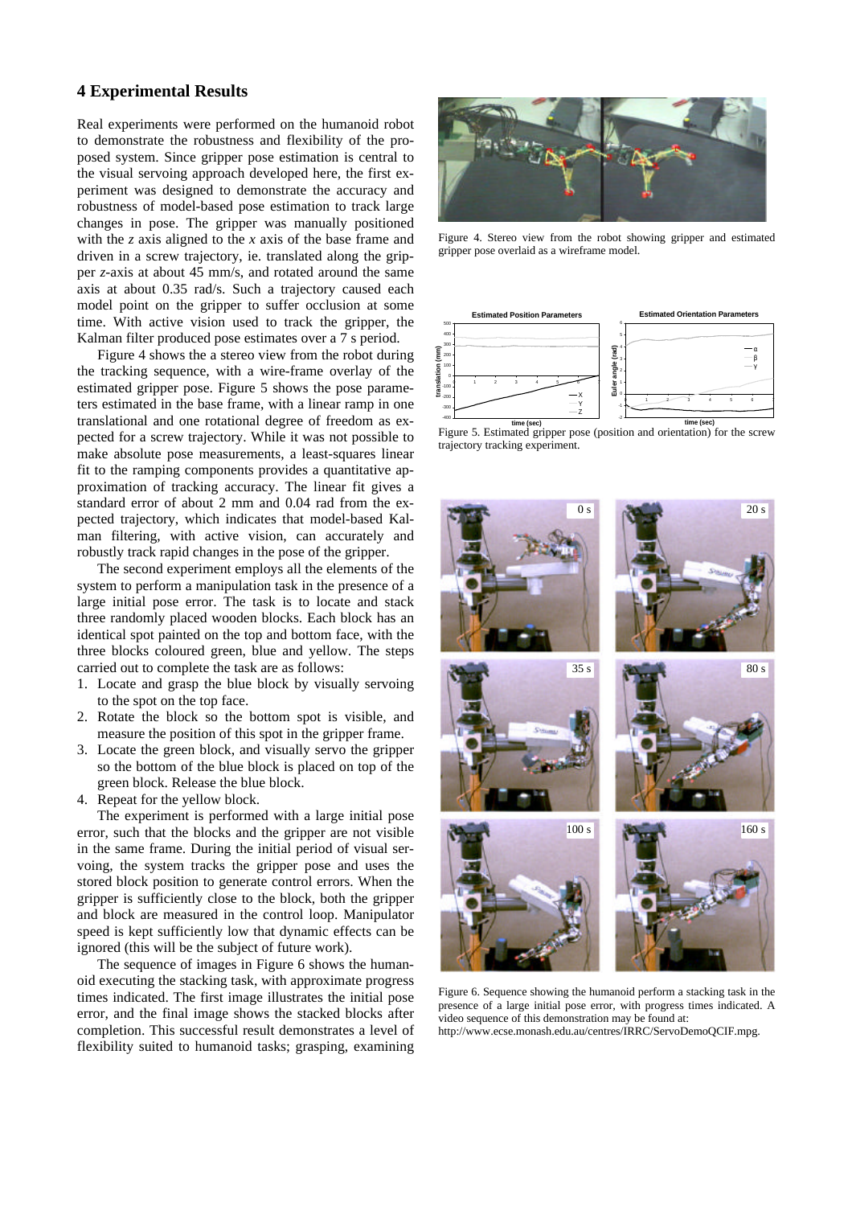## 4 Experimental Results

Real experiments were performed on the humanoid robot to demonstrate the robustness and flexibility of the proposed system. Since gripper pose estimation is central to the visual servoing approach developed here, the first experiment was designed to demonstrate the accuracy and robustness of model-based pose estimation to track large changes in pose. The gripper was manually positioned with the $z$ axis aligned to the $x$ axis of the base frame and driven in a screw trajectory, ie. translated along the gripper $z$-axis at about 45 mm/s, and rotated around the same axis at about 0.35 rad/s. Such a trajectory caused each model point on the gripper to suffer occlusion at some time. With active vision used to track the gripper, the Kalman filter produced pose estimates over a 7 s period.

Figure 4 shows the a stereo view from the robot during the tracking sequence, with a wire-frame overlay of the estimated gripper pose. Figure 5 shows the pose parameters estimated in the base frame, with a linear ramp in one translational and one rotational degree of freedom as expected for a screw trajectory. While it was not possible to make absolute pose measurements, a least-squares linear fit to the ramping components provides a quantitative approximation of tracking accuracy. The linear fit gives a standard error of about 2 mm and 0.04 rad from the expected trajectory, which indicates that model-based Kalman filtering, with active vision, can accurately and robustly track rapid changes in the pose of the gripper.

The second experiment employs all the elements of the system to perform a manipulation task in the presence of a large initial pose error. The task is to locate and stack three randomly placed wooden blocks. Each block has an identical spot painted on the top and bottom face, with the three blocks coloured green, blue and yellow. The steps carried out to complete the task are as follows:

1. Locate and grasp the blue block by visually servoing to the spot on the top face.
2. Rotate the block so the bottom spot is visible, and measure the position of this spot in the gripper frame.
3. Locate the green block, and visually servo the gripper so the bottom of the blue block is placed on top of the green block. Release the blue block.
4. Repeat for the yellow block.

The experiment is performed with a large initial pose error, such that the blocks and the gripper are not visible in the same frame. During the initial period of visual servoing, the system tracks the gripper pose and uses the stored block position to generate control errors. When the gripper is sufficiently close to the block, both the gripper and block are measured in the control loop. Manipulator speed is kept sufficiently low that dynamic effects can be ignored (this will be the subject of future work).

The sequence of images in Figure 6 shows the humanoid executing the stacking task, with approximate progress times indicated. The first image illustrates the initial pose error, and the final image shows the stacked blocks after completion. This successful result demonstrates a level of flexibility suited to humanoid tasks; grasping, examining

Figure 4. Stereo view from the robot showing gripper and estimated gripper pose overlaid as a wireframe model.

Figure 5. Estimated gripper pose (position and orientation) for the screw trajectory tracking experiment.

Figure 6. Sequence showing the humanoid perform a stacking task in the presence of a large initial pose error, with progress times indicated. A video sequence of this demonstration may be found at: http://www.ecse.monash.edu.au/centres/IRRC/ServoDemoQCIF.mpg.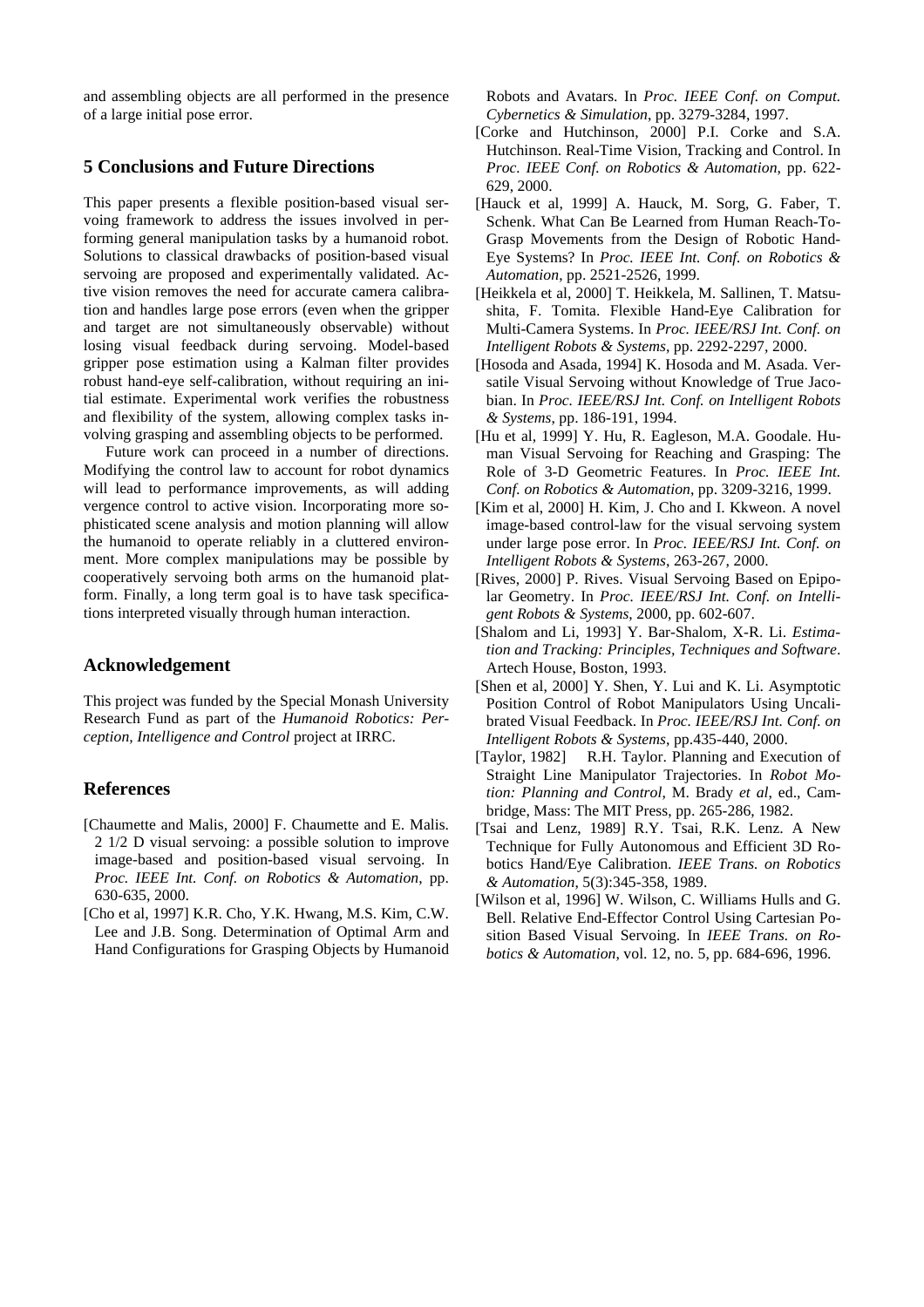and assembling objects are all performed in the presence of a large initial pose error.

## 5 Conclusions and Future Directions

This paper presents a flexible position-based visual servoing framework to address the issues involved in performing general manipulation tasks by a humanoid robot. Solutions to classical drawbacks of position-based visual servoing are proposed and experimentally validated. Active vision removes the need for accurate camera calibration and handles large pose errors (even when the gripper and target are not simultaneously observable) without losing visual feedback during servoing. Model-based gripper pose estimation using a Kalman filter provides robust hand-eye self-calibration, without requiring an initial estimate. Experimental work verifies the robustness and flexibility of the system, allowing complex tasks involving grasping and assembling objects to be performed.

Future work can proceed in a number of directions. Modifying the control law to account for robot dynamics will lead to performance improvements, as will adding vergence control to active vision. Incorporating more sophisticated scene analysis and motion planning will allow the humanoid to operate reliably in a cluttered environment. More complex manipulations may be possible by cooperatively servoing both arms on the humanoid platform. Finally, a long term goal is to have task specifications interpreted visually through human interaction.

## Acknowledgement

This project was funded by the Special Monash University Research Fund as part of the *Humanoid Robotics: Perception, Intelligence and Control* project at IRRC.

## References

[Chaumette and Malis, 2000] F. Chaumette and E. Malis. 2 1/2 D visual servoing: a possible solution to improve image-based and position-based visual servoing. In *Proc. IEEE Int. Conf. on Robotics & Automation*, pp. 630-635, 2000.

[Cho et al, 1997] K.R. Cho, Y.K. Hwang, M.S. Kim, C.W. Lee and J.B. Song. Determination of Optimal Arm and Hand Configurations for Grasping Objects by Humanoid Robots and Avatars. In *Proc. IEEE Conf. on Comput. Cybernetics & Simulation*, pp. 3279-3284, 1997.

[Corke and Hutchinson, 2000] P.I. Corke and S.A. Hutchinson. Real-Time Vision, Tracking and Control. In *Proc. IEEE Conf. on Robotics & Automation*, pp. 622-629, 2000.

[Hauck et al, 1999] A. Hauck, M. Sorg, G. Faber, T. Schenk. What Can Be Learned from Human Reach-To-Grasp Movements from the Design of Robotic Hand-Eye Systems? In *Proc. IEEE Int. Conf. on Robotics & Automation*, pp. 2521-2526, 1999.

[Heikkela et al, 2000] T. Heikkela, M. Sallinen, T. Matsushita, F. Tomita. Flexible Hand-Eye Calibration for Multi-Camera Systems. In *Proc. IEEE/RSJ Int. Conf. on Intelligent Robots & Systems*, pp. 2292-2297, 2000.

[Hosoda and Asada, 1994] K. Hosoda and M. Asada. Versatile Visual Servoing without Knowledge of True Jacobian. In *Proc. IEEE/RSJ Int. Conf. on Intelligent Robots & Systems*, pp. 186-191, 1994.

[Hu et al, 1999] Y. Hu, R. Eagleson, M.A. Goodale. Human Visual Servoing for Reaching and Grasping: The Role of 3-D Geometric Features. In *Proc. IEEE Int. Conf. on Robotics & Automation*, pp. 3209-3216, 1999.

[Kim et al, 2000] H. Kim, J. Cho and I. Kkweon. A novel image-based control-law for the visual servoing system under large pose error. In *Proc. IEEE/RSJ Int. Conf. on Intelligent Robots & Systems*, 263-267, 2000.

[Rives, 2000] P. Rives. Visual Servoing Based on Epipolar Geometry. In *Proc. IEEE/RSJ Int. Conf. on Intelligent Robots & Systems*, 2000, pp. 602-607.

[Shalom and Li, 1993] Y. Bar-Shalom, X-R. Li. *Estimation and Tracking: Principles, Techniques and Software*. Artech House, Boston, 1993.

[Shen et al, 2000] Y. Shen, Y. Lui and K. Li. Asymptotic Position Control of Robot Manipulators Using Uncalibrated Visual Feedback. In *Proc. IEEE/RSJ Int. Conf. on Intelligent Robots & Systems*, pp.435-440, 2000.

[Taylor, 1982] R.H. Taylor. Planning and Execution of Straight Line Manipulator Trajectories. In *Robot Motion: Planning and Control*, M. Brady *et al*, ed., Cambridge, Mass: The MIT Press, pp. 265-286, 1982.

[Tsai and Lenz, 1989] R.Y. Tsai, R.K. Lenz. A New Technique for Fully Autonomous and Efficient 3D Robotics Hand/Eye Calibration. *IEEE Trans. on Robotics & Automation*, 5(3):345-358, 1989.

[Wilson et al, 1996] W. Wilson, C. Williams Hulls and G. Bell. Relative End-Effector Control Using Cartesian Position Based Visual Servoing. In *IEEE Trans. on Robotics & Automation*, vol. 12, no. 5, pp. 684-696, 1996.